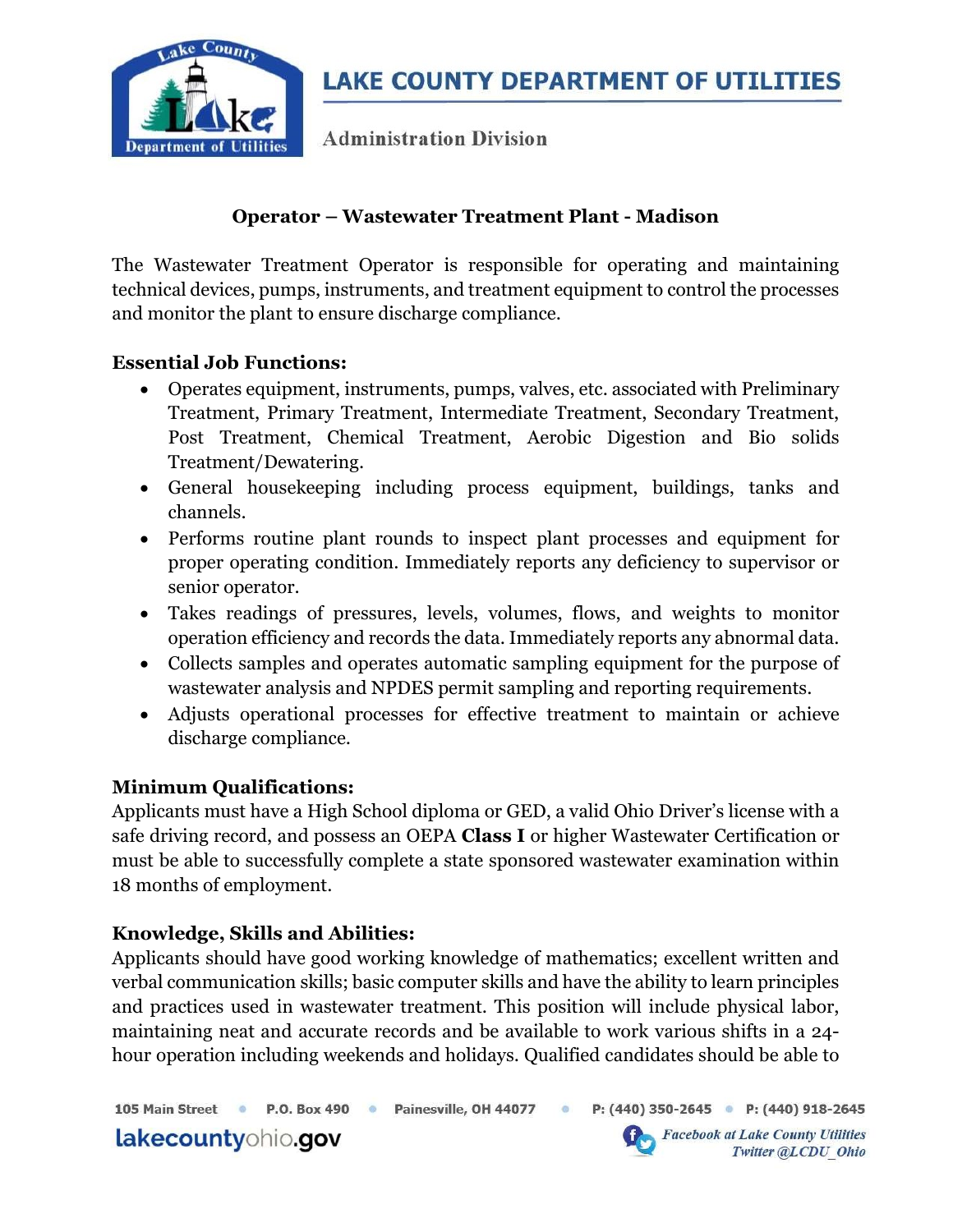# LAKE COUNTY DEPARTMENT OF UTILITIES

Administration Division

## Operator – Wastewater Treatment Plant - Madison

The Wastewater Treatment Operator is responsible for operating and maintaining technical devices, pumps, instruments, and treatment equipment to control the processes and monitor the plant to ensure discharge compliance.

### Essential Job Functions:

- Operates equipment, instruments, pumps, valves, etc. associated with Preliminary Treatment, Primary Treatment, Intermediate Treatment, Secondary Treatment, Post Treatment, Chemical Treatment, Aerobic Digestion and Bio solids Treatment/Dewatering.
- General housekeeping including process equipment, buildings, tanks and channels.
- Performs routine plant rounds to inspect plant processes and equipment for proper operating condition. Immediately reports any deficiency to supervisor or senior operator.
- Takes readings of pressures, levels, volumes, flows, and weights to monitor operation efficiency and records the data. Immediately reports any abnormal data.
- Collects samples and operates automatic sampling equipment for the purpose of wastewater analysis and NPDES permit sampling and reporting requirements.
- Adjusts operational processes for effective treatment to maintain or achieve discharge compliance.

### Minimum Qualifications:

Applicants must have a High School diploma or GED, a valid Ohio Driver's license with a safe driving record, and possess an OEPA **Class I** or higher Wastewater Certification or must be able to successfully complete a state sponsored wastewater examination within 18 months of employment.

### Knowledge, Skills and Abilities:

Applicants should have good working knowledge of mathematics; excellent written and verbal communication skills; basic computer skills and have the ability to learn principles and practices used in wastewater treatment. This position will include physical labor, maintaining neat and accurate records and be available to work various shifts in a 24-hour operation including weekends and holidays. Qualified candidates should be able to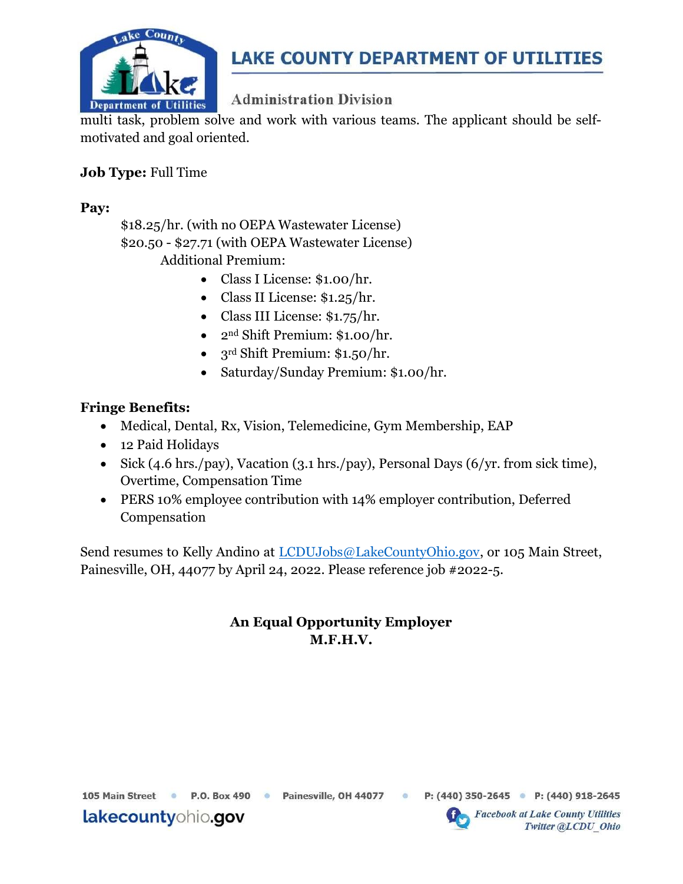multi task, problem solve and work with various teams. The applicant should be self-motivated and goal oriented.

**Job Type:** Full Time

**Pay:**

$18.25/hr. (with no OEPA Wastewater License)
$20.50 - $27.71 (with OEPA Wastewater License)

Additional Premium:

- Class I License: $1.00/hr.
- Class II License: $1.25/hr.
- Class III License: $1.75/hr.
- 2nd Shift Premium: $1.00/hr.
- 3rd Shift Premium: $1.50/hr.
- Saturday/Sunday Premium: $1.00/hr.

**Fringe Benefits:**

- Medical, Dental, Rx, Vision, Telemedicine, Gym Membership, EAP
- 12 Paid Holidays
- Sick (4.6 hrs./pay), Vacation (3.1 hrs./pay), Personal Days (6/yr. from sick time), Overtime, Compensation Time
- PERS 10% employee contribution with 14% employer contribution, Deferred Compensation

Send resumes to Kelly Andino at LCDUJobs@LakeCountyOhio.gov, or 105 Main Street, Painesville, OH, 44077 by April 24, 2022. Please reference job #2022-5.

**An Equal Opportunity Employer**
**M.F.H.V.**